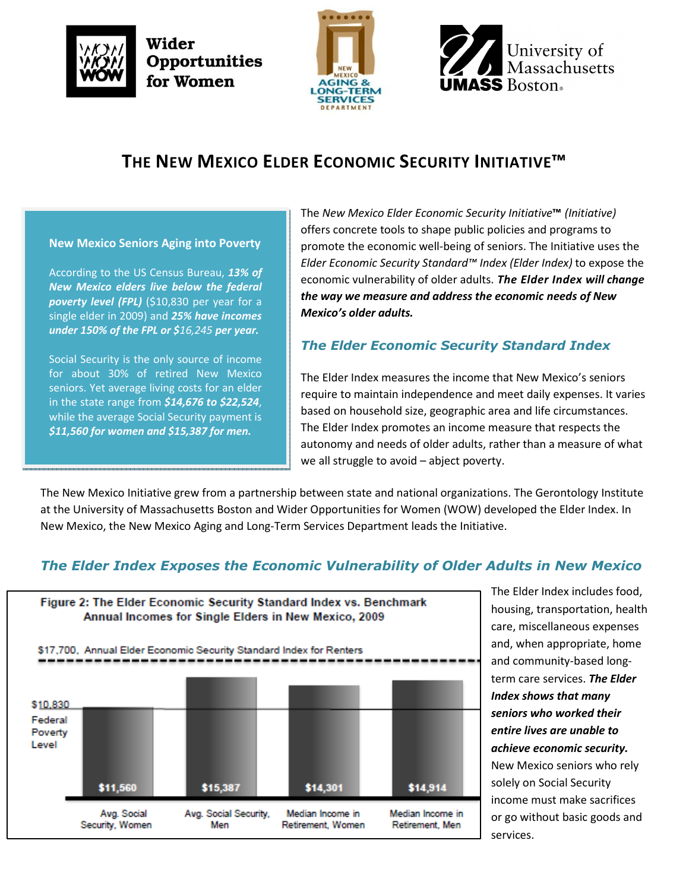Wider Opportunities for Women

New Mexico Aging & Long-Term Services Department

University of Massachusetts Boston

# THE NEW MEXICO ELDER ECONOMIC SECURITY INITIATIVE™

### New Mexico Seniors Aging into Poverty

According to the US Census Bureau, ***13% of New Mexico elders live below the federal poverty level (FPL)*** ($10,830 per year for a single elder in 2009) and ***25% have incomes under 150% of the FPL or $16,245 per year.***

Social Security is the only source of income for about 30% of retired New Mexico seniors. Yet average living costs for an elder in the state range from ***$14,676 to $22,524***, while the average Social Security payment is ***$11,560 for women and $15,387 for men.***

The *New Mexico Elder Economic Security Initiative™ (Initiative)* offers concrete tools to shape public policies and programs to promote the economic well-being of seniors. The Initiative uses the *Elder Economic Security Standard™ Index (Elder Index)* to expose the economic vulnerability of older adults. ***The Elder Index will change the way we measure and address the economic needs of New Mexico's older adults.***

## *The Elder Economic Security Standard Index*

The Elder Index measures the income that New Mexico's seniors require to maintain independence and meet daily expenses. It varies based on household size, geographic area and life circumstances. The Elder Index promotes an income measure that respects the autonomy and needs of older adults, rather than a measure of what we all struggle to avoid – abject poverty.

The New Mexico Initiative grew from a partnership between state and national organizations. The Gerontology Institute at the University of Massachusetts Boston and Wider Opportunities for Women (WOW) developed the Elder Index. In New Mexico, the New Mexico Aging and Long-Term Services Department leads the Initiative.

## *The Elder Index Exposes the Economic Vulnerability of Older Adults in New Mexico*

**Figure 2: The Elder Economic Security Standard Index vs. Benchmark Annual Incomes for Single Elders in New Mexico, 2009**

$17,700, Annual Elder Economic Security Standard Index for Renters

$10,830 Federal Poverty Level

| Avg. Social Security, Women | Avg. Social Security, Men | Median Income in Retirement, Women | Median Income in Retirement, Men |
|---|---|---|---|
| $11,560 | $15,387 | $14,301 | $14,914 |

The Elder Index includes food, housing, transportation, health care, miscellaneous expenses and, when appropriate, home and community-based long-term care services. ***The Elder Index shows that many seniors who worked their entire lives are unable to achieve economic security.*** New Mexico seniors who rely solely on Social Security income must make sacrifices or go without basic goods and services.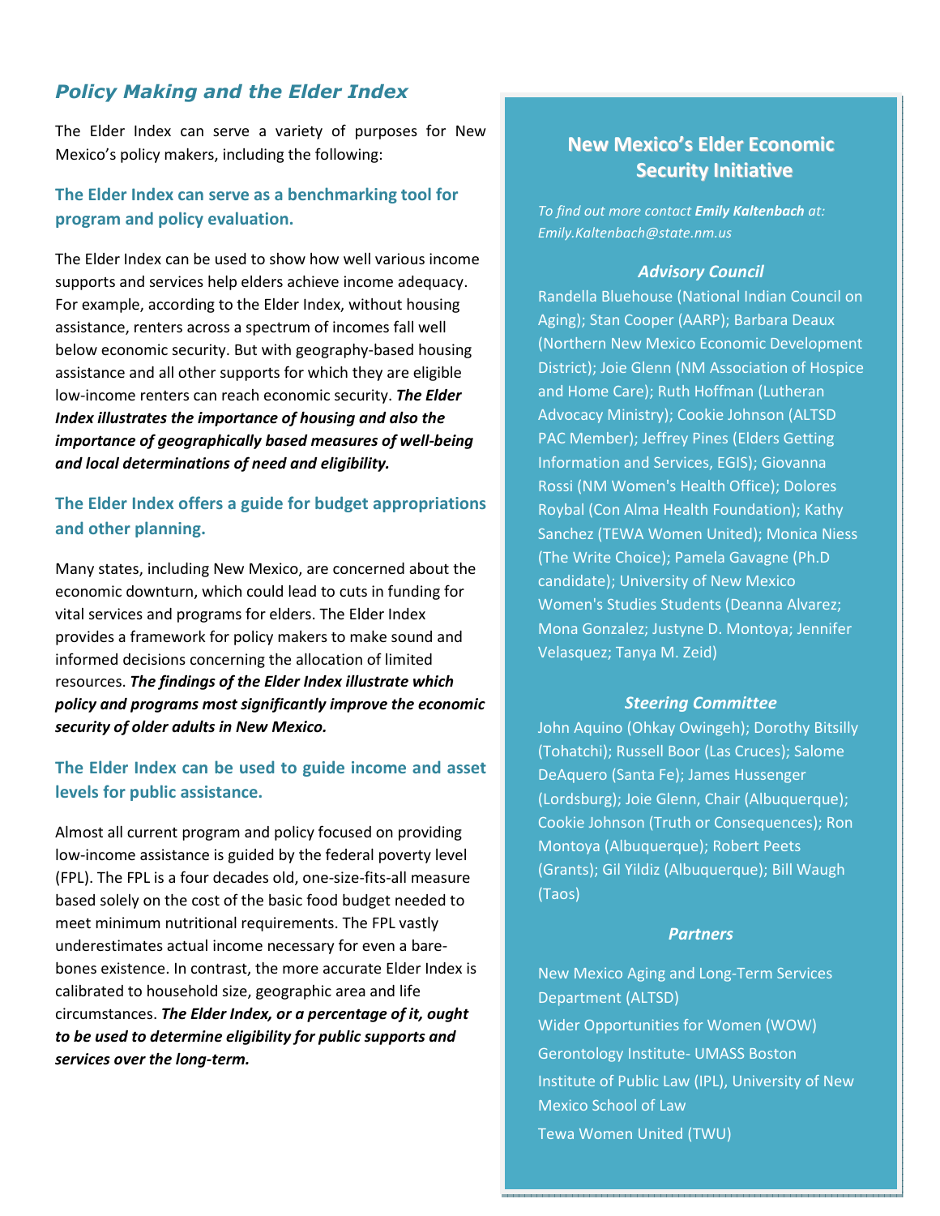## *Policy Making and the Elder Index*

The Elder Index can serve a variety of purposes for New Mexico's policy makers, including the following:

### The Elder Index can serve as a benchmarking tool for program and policy evaluation.

The Elder Index can be used to show how well various income supports and services help elders achieve income adequacy. For example, according to the Elder Index, without housing assistance, renters across a spectrum of incomes fall well below economic security. But with geography-based housing assistance and all other supports for which they are eligible low-income renters can reach economic security. ***The Elder Index illustrates the importance of housing and also the importance of geographically based measures of well-being and local determinations of need and eligibility.***

### The Elder Index offers a guide for budget appropriations and other planning.

Many states, including New Mexico, are concerned about the economic downturn, which could lead to cuts in funding for vital services and programs for elders. The Elder Index provides a framework for policy makers to make sound and informed decisions concerning the allocation of limited resources. ***The findings of the Elder Index illustrate which policy and programs most significantly improve the economic security of older adults in New Mexico.***

### The Elder Index can be used to guide income and asset levels for public assistance.

Almost all current program and policy focused on providing low-income assistance is guided by the federal poverty level (FPL). The FPL is a four decades old, one-size-fits-all measure based solely on the cost of the basic food budget needed to meet minimum nutritional requirements. The FPL vastly underestimates actual income necessary for even a bare-bones existence. In contrast, the more accurate Elder Index is calibrated to household size, geographic area and life circumstances. ***The Elder Index, or a percentage of it, ought to be used to determine eligibility for public supports and services over the long-term.***

## New Mexico's Elder Economic Security Initiative

*To find out more contact **Emily Kaltenbach** at: Emily.Kaltenbach@state.nm.us*

### *Advisory Council*

Randella Bluehouse (National Indian Council on Aging); Stan Cooper (AARP); Barbara Deaux (Northern New Mexico Economic Development District); Joie Glenn (NM Association of Hospice and Home Care); Ruth Hoffman (Lutheran Advocacy Ministry); Cookie Johnson (ALTSD PAC Member); Jeffrey Pines (Elders Getting Information and Services, EGIS); Giovanna Rossi (NM Women's Health Office); Dolores Roybal (Con Alma Health Foundation); Kathy Sanchez (TEWA Women United); Monica Niess (The Write Choice); Pamela Gavagne (Ph.D candidate); University of New Mexico Women's Studies Students (Deanna Alvarez; Mona Gonzalez; Justyne D. Montoya; Jennifer Velasquez; Tanya M. Zeid)

### *Steering Committee*

John Aquino (Ohkay Owingeh); Dorothy Bitsilly (Tohatchi); Russell Boor (Las Cruces); Salome DeAquero (Santa Fe); James Hussenger (Lordsburg); Joie Glenn, Chair (Albuquerque); Cookie Johnson (Truth or Consequences); Ron Montoya (Albuquerque); Robert Peets (Grants); Gil Yildiz (Albuquerque); Bill Waugh (Taos)

### *Partners*

New Mexico Aging and Long-Term Services Department (ALTSD)

Wider Opportunities for Women (WOW)

Gerontology Institute- UMASS Boston

Institute of Public Law (IPL), University of New Mexico School of Law

Tewa Women United (TWU)